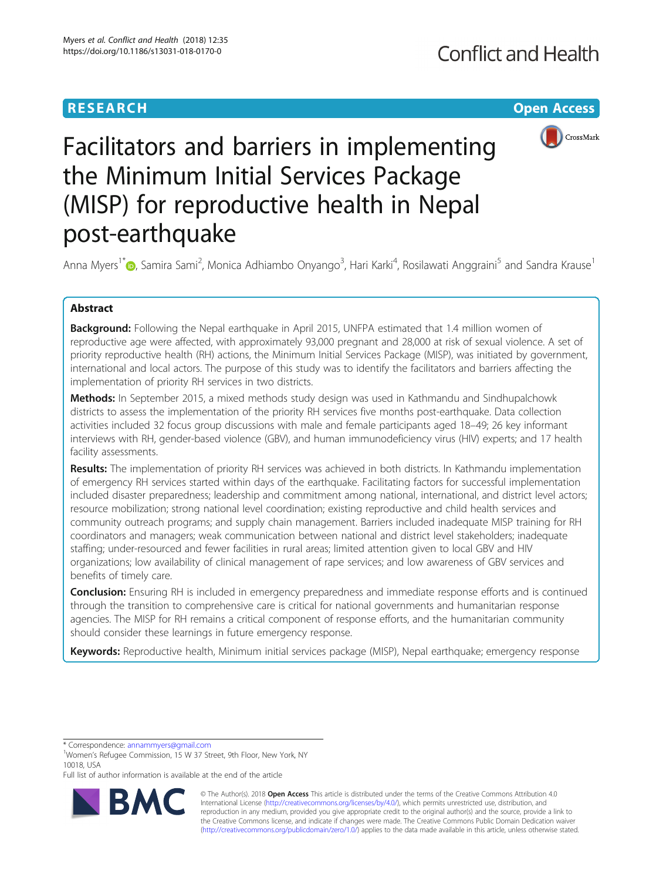RESEARCH | Open Access

# Facilitators and barriers in implementing the Minimum Initial Services Package (MISP) for reproductive health in Nepal post-earthquake

Anna Myers[1*], Samira Sami[2], Monica Adhiambo Onyango[3], Hari Karki[4], Rosilawati Anggraini[5] and Sandra Krause[1]

## Abstract

**Background:** Following the Nepal earthquake in April 2015, UNFPA estimated that 1.4 million women of reproductive age were affected, with approximately 93,000 pregnant and 28,000 at risk of sexual violence. A set of priority reproductive health (RH) actions, the Minimum Initial Services Package (MISP), was initiated by government, international and local actors. The purpose of this study was to identify the facilitators and barriers affecting the implementation of priority RH services in two districts.

**Methods:** In September 2015, a mixed methods study design was used in Kathmandu and Sindhupalchowk districts to assess the implementation of the priority RH services five months post-earthquake. Data collection activities included 32 focus group discussions with male and female participants aged 18–49; 26 key informant interviews with RH, gender-based violence (GBV), and human immunodeficiency virus (HIV) experts; and 17 health facility assessments.

**Results:** The implementation of priority RH services was achieved in both districts. In Kathmandu implementation of emergency RH services started within days of the earthquake. Facilitating factors for successful implementation included disaster preparedness; leadership and commitment among national, international, and district level actors; resource mobilization; strong national level coordination; existing reproductive and child health services and community outreach programs; and supply chain management. Barriers included inadequate MISP training for RH coordinators and managers; weak communication between national and district level stakeholders; inadequate staffing; under-resourced and fewer facilities in rural areas; limited attention given to local GBV and HIV organizations; low availability of clinical management of rape services; and low awareness of GBV services and benefits of timely care.

**Conclusion:** Ensuring RH is included in emergency preparedness and immediate response efforts and is continued through the transition to comprehensive care is critical for national governments and humanitarian response agencies. The MISP for RH remains a critical component of response efforts, and the humanitarian community should consider these learnings in future emergency response.

**Keywords:** Reproductive health, Minimum initial services package (MISP), Nepal earthquake; emergency response

\* Correspondence: annammyers@gmail.com
[1]Women's Refugee Commission, 15 W 37 Street, 9th Floor, New York, NY 10018, USA
Full list of author information is available at the end of the article

© The Author(s). 2018 **Open Access** This article is distributed under the terms of the Creative Commons Attribution 4.0 International License (http://creativecommons.org/licenses/by/4.0/), which permits unrestricted use, distribution, and reproduction in any medium, provided you give appropriate credit to the original author(s) and the source, provide a link to the Creative Commons license, and indicate if changes were made. The Creative Commons Public Domain Dedication waiver (http://creativecommons.org/publicdomain/zero/1.0/) applies to the data made available in this article, unless otherwise stated.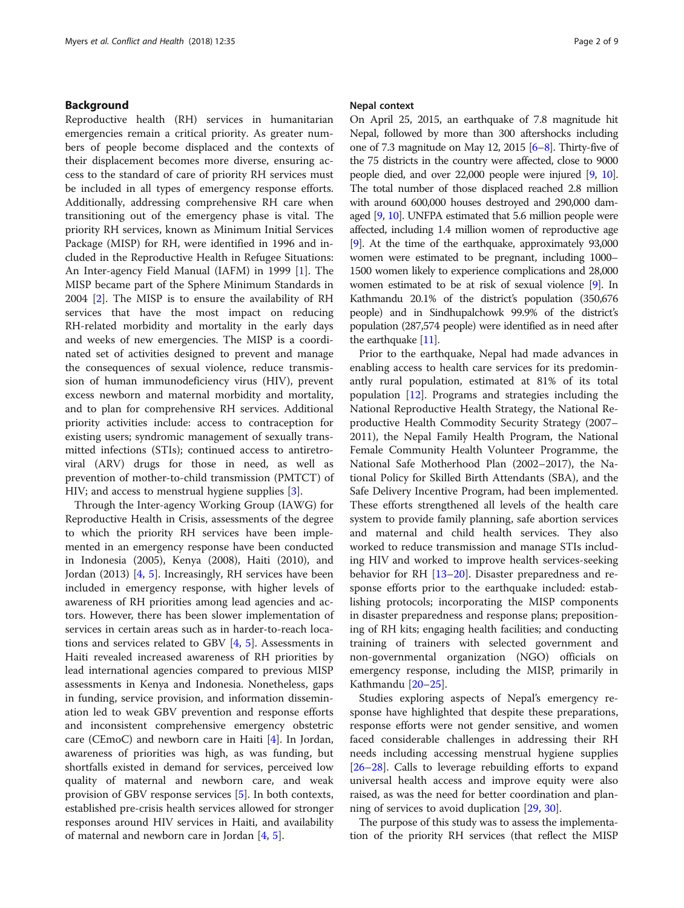## Background

Reproductive health (RH) services in humanitarian emergencies remain a critical priority. As greater numbers of people become displaced and the contexts of their displacement becomes more diverse, ensuring access to the standard of care of priority RH services must be included in all types of emergency response efforts. Additionally, addressing comprehensive RH care when transitioning out of the emergency phase is vital. The priority RH services, known as Minimum Initial Services Package (MISP) for RH, were identified in 1996 and included in the Reproductive Health in Refugee Situations: An Inter-agency Field Manual (IAFM) in 1999 [1]. The MISP became part of the Sphere Minimum Standards in 2004 [2]. The MISP is to ensure the availability of RH services that have the most impact on reducing RH-related morbidity and mortality in the early days and weeks of new emergencies. The MISP is a coordinated set of activities designed to prevent and manage the consequences of sexual violence, reduce transmission of human immunodeficiency virus (HIV), prevent excess newborn and maternal morbidity and mortality, and to plan for comprehensive RH services. Additional priority activities include: access to contraception for existing users; syndromic management of sexually transmitted infections (STIs); continued access to antiretroviral (ARV) drugs for those in need, as well as prevention of mother-to-child transmission (PMTCT) of HIV; and access to menstrual hygiene supplies [3].

Through the Inter-agency Working Group (IAWG) for Reproductive Health in Crisis, assessments of the degree to which the priority RH services have been implemented in an emergency response have been conducted in Indonesia (2005), Kenya (2008), Haiti (2010), and Jordan (2013) [4, 5]. Increasingly, RH services have been included in emergency response, with higher levels of awareness of RH priorities among lead agencies and actors. However, there has been slower implementation of services in certain areas such as in harder-to-reach locations and services related to GBV [4, 5]. Assessments in Haiti revealed increased awareness of RH priorities by lead international agencies compared to previous MISP assessments in Kenya and Indonesia. Nonetheless, gaps in funding, service provision, and information dissemination led to weak GBV prevention and response efforts and inconsistent comprehensive emergency obstetric care (CEmoC) and newborn care in Haiti [4]. In Jordan, awareness of priorities was high, as was funding, but shortfalls existed in demand for services, perceived low quality of maternal and newborn care, and weak provision of GBV response services [5]. In both contexts, established pre-crisis health services allowed for stronger responses around HIV services in Haiti, and availability of maternal and newborn care in Jordan [4, 5].

### Nepal context

On April 25, 2015, an earthquake of 7.8 magnitude hit Nepal, followed by more than 300 aftershocks including one of 7.3 magnitude on May 12, 2015 [6–8]. Thirty-five of the 75 districts in the country were affected, close to 9000 people died, and over 22,000 people were injured [9, 10]. The total number of those displaced reached 2.8 million with around 600,000 houses destroyed and 290,000 damaged [9, 10]. UNFPA estimated that 5.6 million people were affected, including 1.4 million women of reproductive age [9]. At the time of the earthquake, approximately 93,000 women were estimated to be pregnant, including 1000–1500 women likely to experience complications and 28,000 women estimated to be at risk of sexual violence [9]. In Kathmandu 20.1% of the district's population (350,676 people) and in Sindhupalchowk 99.9% of the district's population (287,574 people) were identified as in need after the earthquake [11].

Prior to the earthquake, Nepal had made advances in enabling access to health care services for its predominantly rural population, estimated at 81% of its total population [12]. Programs and strategies including the National Reproductive Health Strategy, the National Reproductive Health Commodity Security Strategy (2007–2011), the Nepal Family Health Program, the National Female Community Health Volunteer Programme, the National Safe Motherhood Plan (2002–2017), the National Policy for Skilled Birth Attendants (SBA), and the Safe Delivery Incentive Program, had been implemented. These efforts strengthened all levels of the health care system to provide family planning, safe abortion services and maternal and child health services. They also worked to reduce transmission and manage STIs including HIV and worked to improve health services-seeking behavior for RH [13–20]. Disaster preparedness and response efforts prior to the earthquake included: establishing protocols; incorporating the MISP components in disaster preparedness and response plans; prepositioning of RH kits; engaging health facilities; and conducting training of trainers with selected government and non-governmental organization (NGO) officials on emergency response, including the MISP, primarily in Kathmandu [20–25].

Studies exploring aspects of Nepal's emergency response have highlighted that despite these preparations, response efforts were not gender sensitive, and women faced considerable challenges in addressing their RH needs including accessing menstrual hygiene supplies [26–28]. Calls to leverage rebuilding efforts to expand universal health access and improve equity were also raised, as was the need for better coordination and planning of services to avoid duplication [29, 30].

The purpose of this study was to assess the implementation of the priority RH services (that reflect the MISP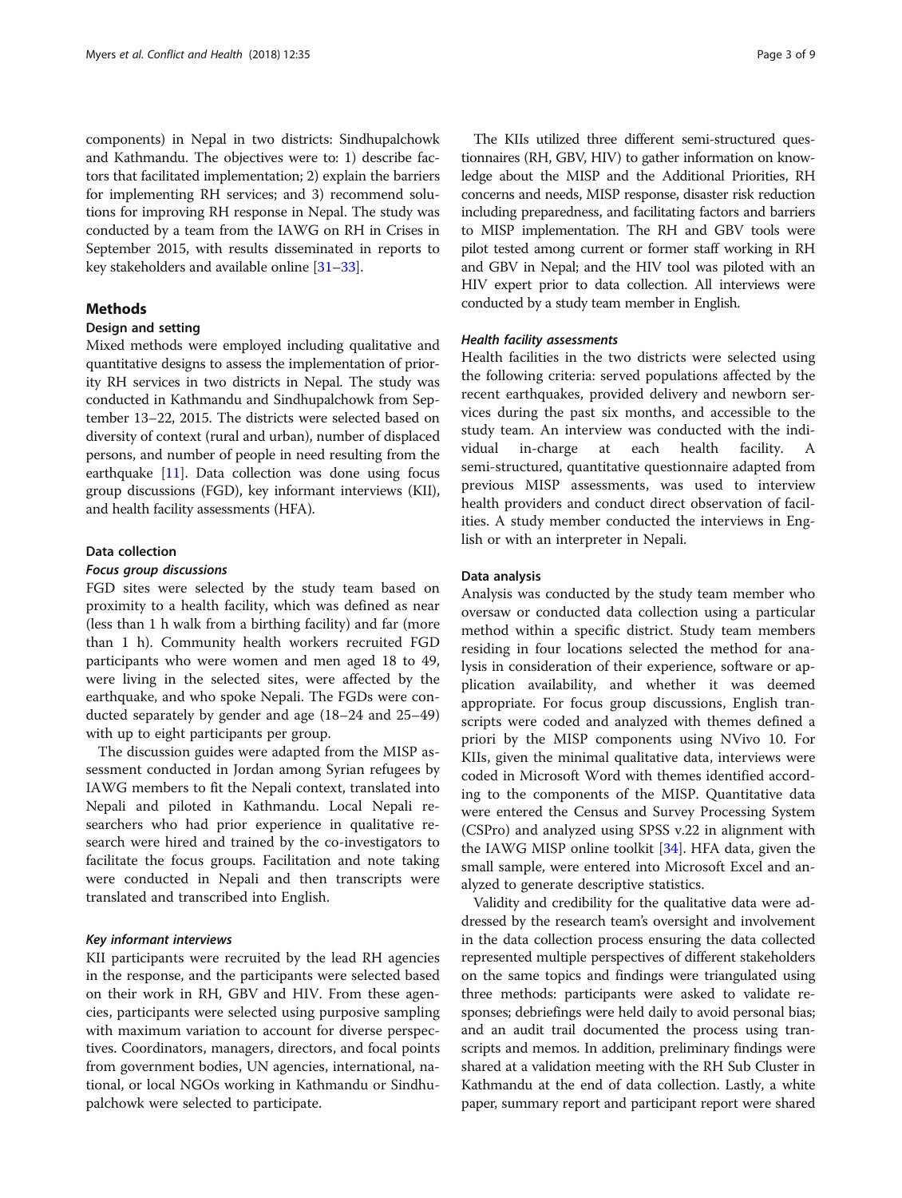components) in Nepal in two districts: Sindhupalchowk and Kathmandu. The objectives were to: 1) describe factors that facilitated implementation; 2) explain the barriers for implementing RH services; and 3) recommend solutions for improving RH response in Nepal. The study was conducted by a team from the IAWG on RH in Crises in September 2015, with results disseminated in reports to key stakeholders and available online [31–33].

## Methods

### Design and setting

Mixed methods were employed including qualitative and quantitative designs to assess the implementation of priority RH services in two districts in Nepal. The study was conducted in Kathmandu and Sindhupalchowk from September 13–22, 2015. The districts were selected based on diversity of context (rural and urban), number of displaced persons, and number of people in need resulting from the earthquake [11]. Data collection was done using focus group discussions (FGD), key informant interviews (KII), and health facility assessments (HFA).

### Data collection

#### *Focus group discussions*

FGD sites were selected by the study team based on proximity to a health facility, which was defined as near (less than 1 h walk from a birthing facility) and far (more than 1 h). Community health workers recruited FGD participants who were women and men aged 18 to 49, were living in the selected sites, were affected by the earthquake, and who spoke Nepali. The FGDs were conducted separately by gender and age (18–24 and 25–49) with up to eight participants per group.

The discussion guides were adapted from the MISP assessment conducted in Jordan among Syrian refugees by IAWG members to fit the Nepali context, translated into Nepali and piloted in Kathmandu. Local Nepali researchers who had prior experience in qualitative research were hired and trained by the co-investigators to facilitate the focus groups. Facilitation and note taking were conducted in Nepali and then transcripts were translated and transcribed into English.

#### *Key informant interviews*

KII participants were recruited by the lead RH agencies in the response, and the participants were selected based on their work in RH, GBV and HIV. From these agencies, participants were selected using purposive sampling with maximum variation to account for diverse perspectives. Coordinators, managers, directors, and focal points from government bodies, UN agencies, international, national, or local NGOs working in Kathmandu or Sindhupalchowk were selected to participate.

The KIIs utilized three different semi-structured questionnaires (RH, GBV, HIV) to gather information on knowledge about the MISP and the Additional Priorities, RH concerns and needs, MISP response, disaster risk reduction including preparedness, and facilitating factors and barriers to MISP implementation. The RH and GBV tools were pilot tested among current or former staff working in RH and GBV in Nepal; and the HIV tool was piloted with an HIV expert prior to data collection. All interviews were conducted by a study team member in English.

#### *Health facility assessments*

Health facilities in the two districts were selected using the following criteria: served populations affected by the recent earthquakes, provided delivery and newborn services during the past six months, and accessible to the study team. An interview was conducted with the individual in-charge at each health facility. A semi-structured, quantitative questionnaire adapted from previous MISP assessments, was used to interview health providers and conduct direct observation of facilities. A study member conducted the interviews in English or with an interpreter in Nepali.

### Data analysis

Analysis was conducted by the study team member who oversaw or conducted data collection using a particular method within a specific district. Study team members residing in four locations selected the method for analysis in consideration of their experience, software or application availability, and whether it was deemed appropriate. For focus group discussions, English transcripts were coded and analyzed with themes defined a priori by the MISP components using NVivo 10. For KIIs, given the minimal qualitative data, interviews were coded in Microsoft Word with themes identified according to the components of the MISP. Quantitative data were entered the Census and Survey Processing System (CSPro) and analyzed using SPSS v.22 in alignment with the IAWG MISP online toolkit [34]. HFA data, given the small sample, were entered into Microsoft Excel and analyzed to generate descriptive statistics.

Validity and credibility for the qualitative data were addressed by the research team's oversight and involvement in the data collection process ensuring the data collected represented multiple perspectives of different stakeholders on the same topics and findings were triangulated using three methods: participants were asked to validate responses; debriefings were held daily to avoid personal bias; and an audit trail documented the process using transcripts and memos. In addition, preliminary findings were shared at a validation meeting with the RH Sub Cluster in Kathmandu at the end of data collection. Lastly, a white paper, summary report and participant report were shared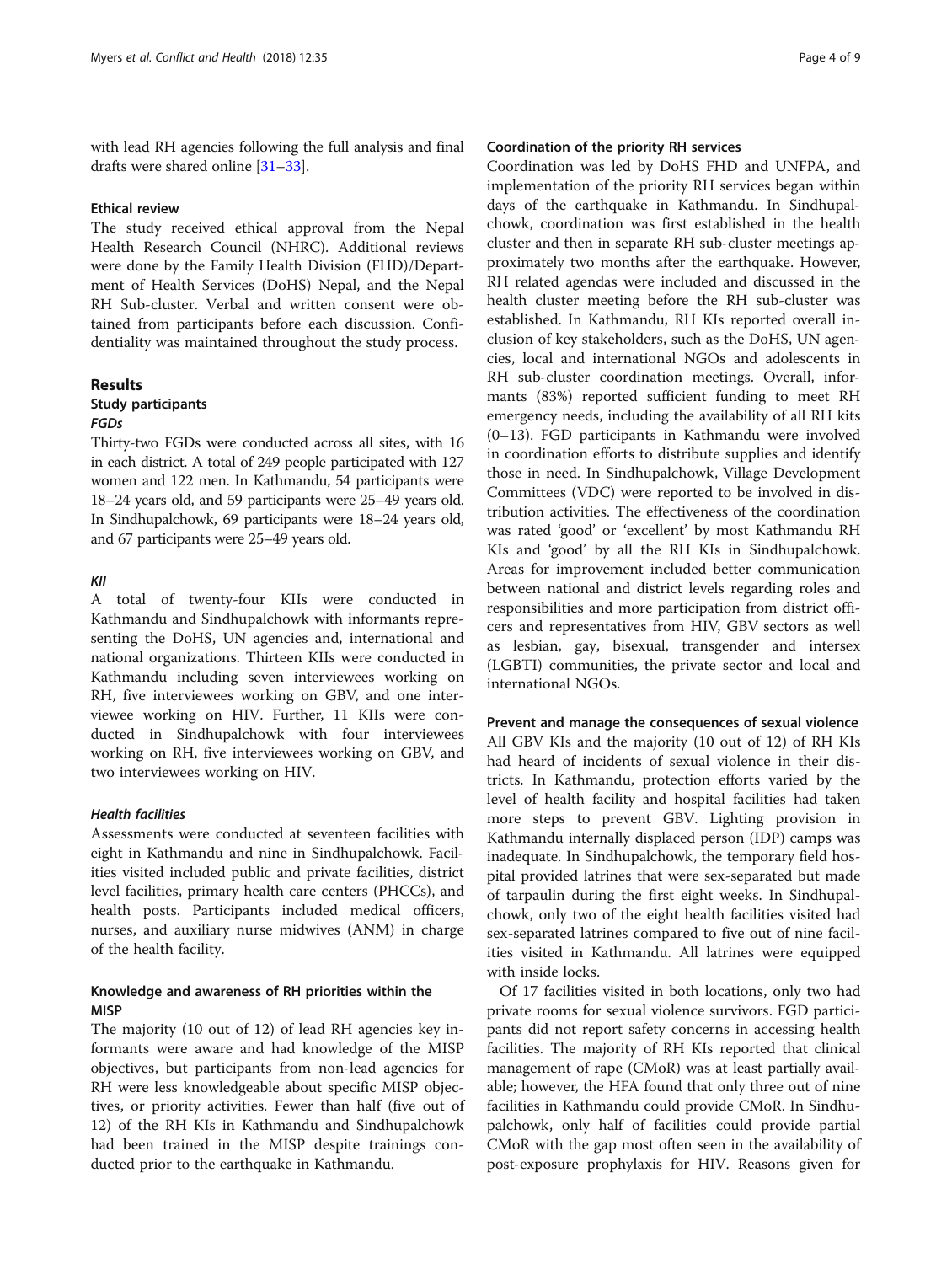with lead RH agencies following the full analysis and final drafts were shared online [31–33].

### Ethical review

The study received ethical approval from the Nepal Health Research Council (NHRC). Additional reviews were done by the Family Health Division (FHD)/Department of Health Services (DoHS) Nepal, and the Nepal RH Sub-cluster. Verbal and written consent were obtained from participants before each discussion. Confidentiality was maintained throughout the study process.

## Results

### Study participants

#### *FGDs*

Thirty-two FGDs were conducted across all sites, with 16 in each district. A total of 249 people participated with 127 women and 122 men. In Kathmandu, 54 participants were 18–24 years old, and 59 participants were 25–49 years old. In Sindhupalchowk, 69 participants were 18–24 years old, and 67 participants were 25–49 years old.

#### *KII*

A total of twenty-four KIIs were conducted in Kathmandu and Sindhupalchowk with informants representing the DoHS, UN agencies and, international and national organizations. Thirteen KIIs were conducted in Kathmandu including seven interviewees working on RH, five interviewees working on GBV, and one interviewee working on HIV. Further, 11 KIIs were conducted in Sindhupalchowk with four interviewees working on RH, five interviewees working on GBV, and two interviewees working on HIV.

#### *Health facilities*

Assessments were conducted at seventeen facilities with eight in Kathmandu and nine in Sindhupalchowk. Facilities visited included public and private facilities, district level facilities, primary health care centers (PHCCs), and health posts. Participants included medical officers, nurses, and auxiliary nurse midwives (ANM) in charge of the health facility.

### Knowledge and awareness of RH priorities within the MISP

The majority (10 out of 12) of lead RH agencies key informants were aware and had knowledge of the MISP objectives, but participants from non-lead agencies for RH were less knowledgeable about specific MISP objectives, or priority activities. Fewer than half (five out of 12) of the RH KIs in Kathmandu and Sindhupalchowk had been trained in the MISP despite trainings conducted prior to the earthquake in Kathmandu.

### Coordination of the priority RH services

Coordination was led by DoHS FHD and UNFPA, and implementation of the priority RH services began within days of the earthquake in Kathmandu. In Sindhupalchowk, coordination was first established in the health cluster and then in separate RH sub-cluster meetings approximately two months after the earthquake. However, RH related agendas were included and discussed in the health cluster meeting before the RH sub-cluster was established. In Kathmandu, RH KIs reported overall inclusion of key stakeholders, such as the DoHS, UN agencies, local and international NGOs and adolescents in RH sub-cluster coordination meetings. Overall, informants (83%) reported sufficient funding to meet RH emergency needs, including the availability of all RH kits (0–13). FGD participants in Kathmandu were involved in coordination efforts to distribute supplies and identify those in need. In Sindhupalchowk, Village Development Committees (VDC) were reported to be involved in distribution activities. The effectiveness of the coordination was rated 'good' or 'excellent' by most Kathmandu RH KIs and 'good' by all the RH KIs in Sindhupalchowk. Areas for improvement included better communication between national and district levels regarding roles and responsibilities and more participation from district officers and representatives from HIV, GBV sectors as well as lesbian, gay, bisexual, transgender and intersex (LGBTI) communities, the private sector and local and international NGOs.

### Prevent and manage the consequences of sexual violence

All GBV KIs and the majority (10 out of 12) of RH KIs had heard of incidents of sexual violence in their districts. In Kathmandu, protection efforts varied by the level of health facility and hospital facilities had taken more steps to prevent GBV. Lighting provision in Kathmandu internally displaced person (IDP) camps was inadequate. In Sindhupalchowk, the temporary field hospital provided latrines that were sex-separated but made of tarpaulin during the first eight weeks. In Sindhupalchowk, only two of the eight health facilities visited had sex-separated latrines compared to five out of nine facilities visited in Kathmandu. All latrines were equipped with inside locks.

Of 17 facilities visited in both locations, only two had private rooms for sexual violence survivors. FGD participants did not report safety concerns in accessing health facilities. The majority of RH KIs reported that clinical management of rape (CMoR) was at least partially available; however, the HFA found that only three out of nine facilities in Kathmandu could provide CMoR. In Sindhupalchowk, only half of facilities could provide partial CMoR with the gap most often seen in the availability of post-exposure prophylaxis for HIV. Reasons given for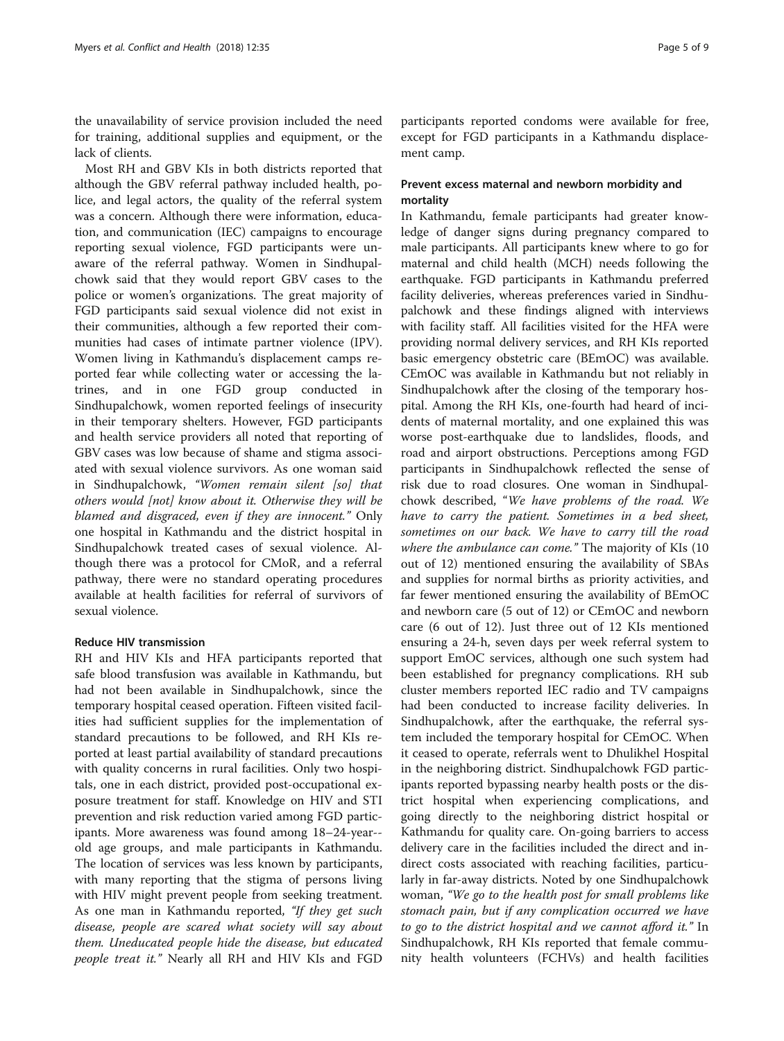the unavailability of service provision included the need for training, additional supplies and equipment, or the lack of clients.

Most RH and GBV KIs in both districts reported that although the GBV referral pathway included health, police, and legal actors, the quality of the referral system was a concern. Although there were information, education, and communication (IEC) campaigns to encourage reporting sexual violence, FGD participants were unaware of the referral pathway. Women in Sindhupalchowk said that they would report GBV cases to the police or women's organizations. The great majority of FGD participants said sexual violence did not exist in their communities, although a few reported their communities had cases of intimate partner violence (IPV). Women living in Kathmandu's displacement camps reported fear while collecting water or accessing the latrines, and in one FGD group conducted in Sindhupalchowk, women reported feelings of insecurity in their temporary shelters. However, FGD participants and health service providers all noted that reporting of GBV cases was low because of shame and stigma associated with sexual violence survivors. As one woman said in Sindhupalchowk, *"Women remain silent [so] that others would [not] know about it. Otherwise they will be blamed and disgraced, even if they are innocent."* Only one hospital in Kathmandu and the district hospital in Sindhupalchowk treated cases of sexual violence. Although there was a protocol for CMoR, and a referral pathway, there were no standard operating procedures available at health facilities for referral of survivors of sexual violence.

### Reduce HIV transmission

RH and HIV KIs and HFA participants reported that safe blood transfusion was available in Kathmandu, but had not been available in Sindhupalchowk, since the temporary hospital ceased operation. Fifteen visited facilities had sufficient supplies for the implementation of standard precautions to be followed, and RH KIs reported at least partial availability of standard precautions with quality concerns in rural facilities. Only two hospitals, one in each district, provided post-occupational exposure treatment for staff. Knowledge on HIV and STI prevention and risk reduction varied among FGD participants. More awareness was found among 18–24-year-old age groups, and male participants in Kathmandu. The location of services was less known by participants, with many reporting that the stigma of persons living with HIV might prevent people from seeking treatment. As one man in Kathmandu reported, *"If they get such disease, people are scared what society will say about them. Uneducated people hide the disease, but educated people treat it."* Nearly all RH and HIV KIs and FGD participants reported condoms were available for free, except for FGD participants in a Kathmandu displacement camp.

### Prevent excess maternal and newborn morbidity and mortality

In Kathmandu, female participants had greater knowledge of danger signs during pregnancy compared to male participants. All participants knew where to go for maternal and child health (MCH) needs following the earthquake. FGD participants in Kathmandu preferred facility deliveries, whereas preferences varied in Sindhupalchowk and these findings aligned with interviews with facility staff. All facilities visited for the HFA were providing normal delivery services, and RH KIs reported basic emergency obstetric care (BEmOC) was available. CEmOC was available in Kathmandu but not reliably in Sindhupalchowk after the closing of the temporary hospital. Among the RH KIs, one-fourth had heard of incidents of maternal mortality, and one explained this was worse post-earthquake due to landslides, floods, and road and airport obstructions. Perceptions among FGD participants in Sindhupalchowk reflected the sense of risk due to road closures. One woman in Sindhupalchowk described, "*We have problems of the road. We have to carry the patient. Sometimes in a bed sheet, sometimes on our back. We have to carry till the road where the ambulance can come.*" The majority of KIs (10 out of 12) mentioned ensuring the availability of SBAs and supplies for normal births as priority activities, and far fewer mentioned ensuring the availability of BEmOC and newborn care (5 out of 12) or CEmOC and newborn care (6 out of 12). Just three out of 12 KIs mentioned ensuring a 24-h, seven days per week referral system to support EmOC services, although one such system had been established for pregnancy complications. RH sub cluster members reported IEC radio and TV campaigns had been conducted to increase facility deliveries. In Sindhupalchowk, after the earthquake, the referral system included the temporary hospital for CEmOC. When it ceased to operate, referrals went to Dhulikhel Hospital in the neighboring district. Sindhupalchowk FGD participants reported bypassing nearby health posts or the district hospital when experiencing complications, and going directly to the neighboring district hospital or Kathmandu for quality care. On-going barriers to access delivery care in the facilities included the direct and indirect costs associated with reaching facilities, particularly in far-away districts. Noted by one Sindhupalchowk woman, *"We go to the health post for small problems like stomach pain, but if any complication occurred we have to go to the district hospital and we cannot afford it."* In Sindhupalchowk, RH KIs reported that female community health volunteers (FCHVs) and health facilities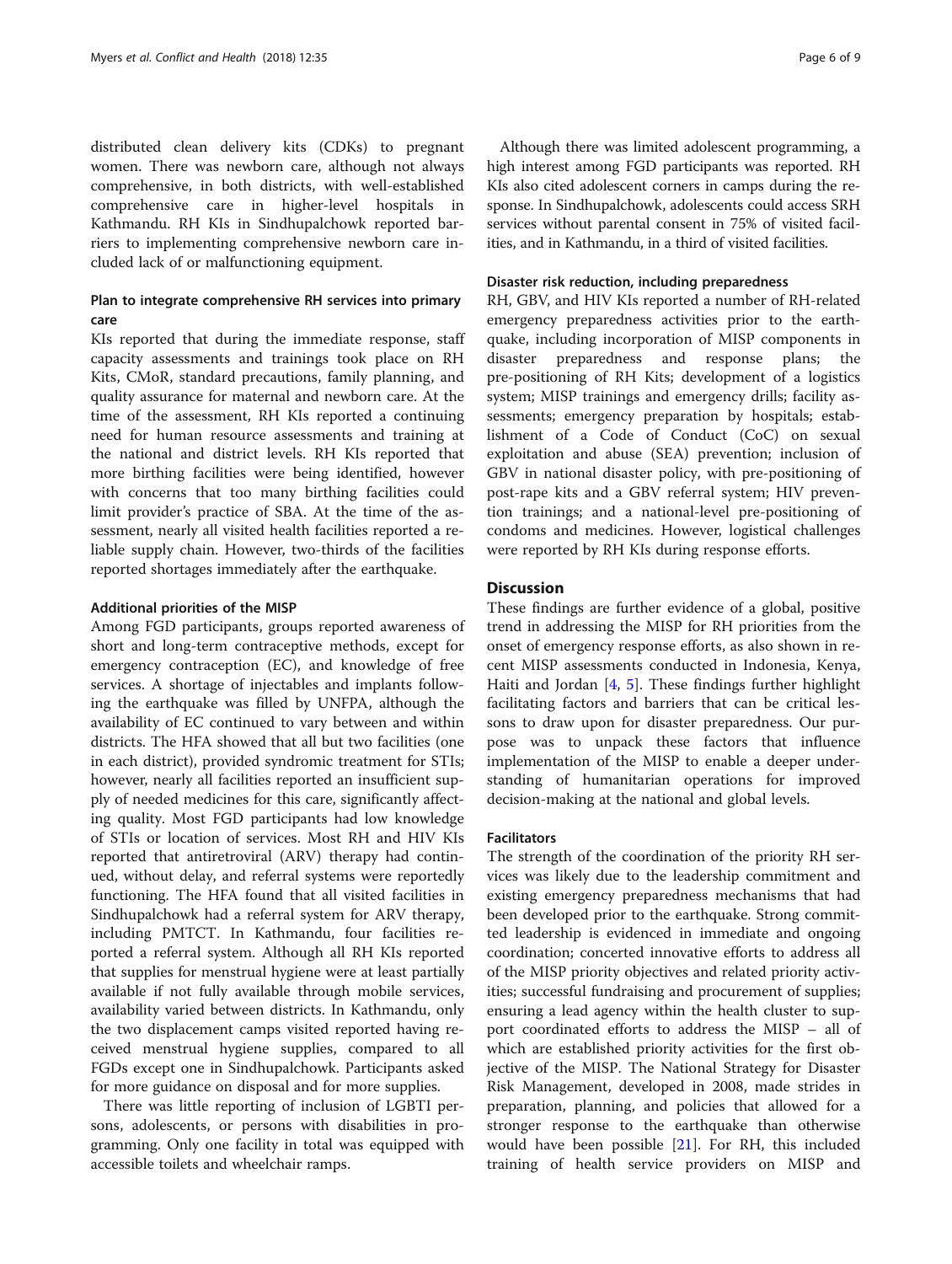distributed clean delivery kits (CDKs) to pregnant women. There was newborn care, although not always comprehensive, in both districts, with well-established comprehensive care in higher-level hospitals in Kathmandu. RH KIs in Sindhupalchowk reported barriers to implementing comprehensive newborn care included lack of or malfunctioning equipment.

### Plan to integrate comprehensive RH services into primary care

KIs reported that during the immediate response, staff capacity assessments and trainings took place on RH Kits, CMoR, standard precautions, family planning, and quality assurance for maternal and newborn care. At the time of the assessment, RH KIs reported a continuing need for human resource assessments and training at the national and district levels. RH KIs reported that more birthing facilities were being identified, however with concerns that too many birthing facilities could limit provider's practice of SBA. At the time of the assessment, nearly all visited health facilities reported a reliable supply chain. However, two-thirds of the facilities reported shortages immediately after the earthquake.

#### Additional priorities of the MISP

Among FGD participants, groups reported awareness of short and long-term contraceptive methods, except for emergency contraception (EC), and knowledge of free services. A shortage of injectables and implants following the earthquake was filled by UNFPA, although the availability of EC continued to vary between and within districts. The HFA showed that all but two facilities (one in each district), provided syndromic treatment for STIs; however, nearly all facilities reported an insufficient supply of needed medicines for this care, significantly affecting quality. Most FGD participants had low knowledge of STIs or location of services. Most RH and HIV KIs reported that antiretroviral (ARV) therapy had continued, without delay, and referral systems were reportedly functioning. The HFA found that all visited facilities in Sindhupalchowk had a referral system for ARV therapy, including PMTCT. In Kathmandu, four facilities reported a referral system. Although all RH KIs reported that supplies for menstrual hygiene were at least partially available if not fully available through mobile services, availability varied between districts. In Kathmandu, only the two displacement camps visited reported having received menstrual hygiene supplies, compared to all FGDs except one in Sindhupalchowk. Participants asked for more guidance on disposal and for more supplies.

There was little reporting of inclusion of LGBTI persons, adolescents, or persons with disabilities in programming. Only one facility in total was equipped with accessible toilets and wheelchair ramps.

Although there was limited adolescent programming, a high interest among FGD participants was reported. RH KIs also cited adolescent corners in camps during the response. In Sindhupalchowk, adolescents could access SRH services without parental consent in 75% of visited facilities, and in Kathmandu, in a third of visited facilities.

#### Disaster risk reduction, including preparedness

RH, GBV, and HIV KIs reported a number of RH-related emergency preparedness activities prior to the earthquake, including incorporation of MISP components in disaster preparedness and response plans; the pre-positioning of RH Kits; development of a logistics system; MISP trainings and emergency drills; facility assessments; emergency preparation by hospitals; establishment of a Code of Conduct (CoC) on sexual exploitation and abuse (SEA) prevention; inclusion of GBV in national disaster policy, with pre-positioning of post-rape kits and a GBV referral system; HIV prevention trainings; and a national-level pre-positioning of condoms and medicines. However, logistical challenges were reported by RH KIs during response efforts.

## Discussion

These findings are further evidence of a global, positive trend in addressing the MISP for RH priorities from the onset of emergency response efforts, as also shown in recent MISP assessments conducted in Indonesia, Kenya, Haiti and Jordan [4, 5]. These findings further highlight facilitating factors and barriers that can be critical lessons to draw upon for disaster preparedness. Our purpose was to unpack these factors that influence implementation of the MISP to enable a deeper understanding of humanitarian operations for improved decision-making at the national and global levels.

### Facilitators

The strength of the coordination of the priority RH services was likely due to the leadership commitment and existing emergency preparedness mechanisms that had been developed prior to the earthquake. Strong committed leadership is evidenced in immediate and ongoing coordination; concerted innovative efforts to address all of the MISP priority objectives and related priority activities; successful fundraising and procurement of supplies; ensuring a lead agency within the health cluster to support coordinated efforts to address the MISP – all of which are established priority activities for the first objective of the MISP. The National Strategy for Disaster Risk Management, developed in 2008, made strides in preparation, planning, and policies that allowed for a stronger response to the earthquake than otherwise would have been possible [21]. For RH, this included training of health service providers on MISP and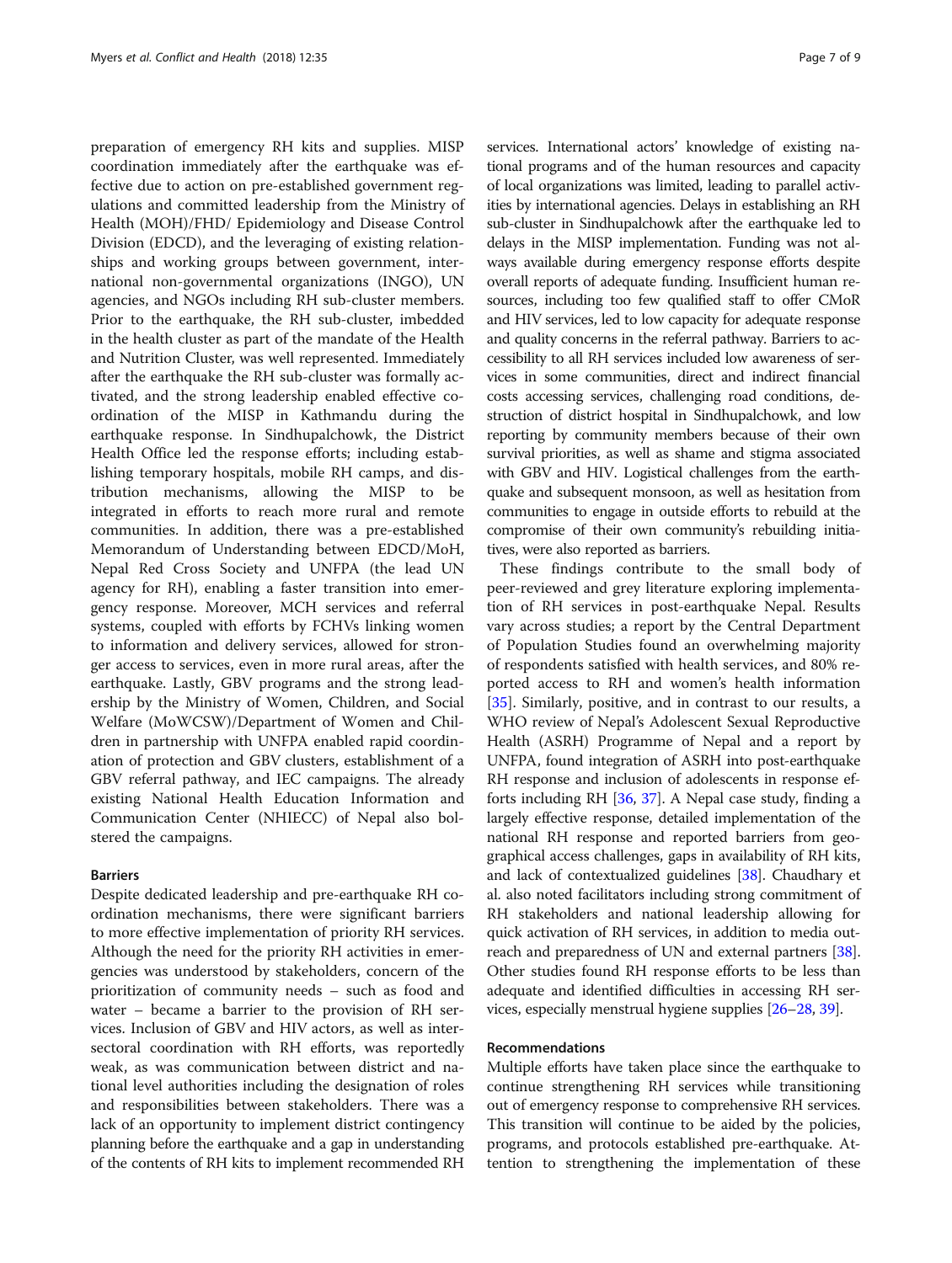preparation of emergency RH kits and supplies. MISP coordination immediately after the earthquake was effective due to action on pre-established government regulations and committed leadership from the Ministry of Health (MOH)/FHD/ Epidemiology and Disease Control Division (EDCD), and the leveraging of existing relationships and working groups between government, international non-governmental organizations (INGO), UN agencies, and NGOs including RH sub-cluster members. Prior to the earthquake, the RH sub-cluster, imbedded in the health cluster as part of the mandate of the Health and Nutrition Cluster, was well represented. Immediately after the earthquake the RH sub-cluster was formally activated, and the strong leadership enabled effective coordination of the MISP in Kathmandu during the earthquake response. In Sindhupalchowk, the District Health Office led the response efforts; including establishing temporary hospitals, mobile RH camps, and distribution mechanisms, allowing the MISP to be integrated in efforts to reach more rural and remote communities. In addition, there was a pre-established Memorandum of Understanding between EDCD/MoH, Nepal Red Cross Society and UNFPA (the lead UN agency for RH), enabling a faster transition into emergency response. Moreover, MCH services and referral systems, coupled with efforts by FCHVs linking women to information and delivery services, allowed for stronger access to services, even in more rural areas, after the earthquake. Lastly, GBV programs and the strong leadership by the Ministry of Women, Children, and Social Welfare (MoWCSW)/Department of Women and Children in partnership with UNFPA enabled rapid coordination of protection and GBV clusters, establishment of a GBV referral pathway, and IEC campaigns. The already existing National Health Education Information and Communication Center (NHIECC) of Nepal also bolstered the campaigns.

### Barriers

Despite dedicated leadership and pre-earthquake RH coordination mechanisms, there were significant barriers to more effective implementation of priority RH services. Although the need for the priority RH activities in emergencies was understood by stakeholders, concern of the prioritization of community needs – such as food and water – became a barrier to the provision of RH services. Inclusion of GBV and HIV actors, as well as intersectoral coordination with RH efforts, was reportedly weak, as was communication between district and national level authorities including the designation of roles and responsibilities between stakeholders. There was a lack of an opportunity to implement district contingency planning before the earthquake and a gap in understanding of the contents of RH kits to implement recommended RH services. International actors' knowledge of existing national programs and of the human resources and capacity of local organizations was limited, leading to parallel activities by international agencies. Delays in establishing an RH sub-cluster in Sindhupalchowk after the earthquake led to delays in the MISP implementation. Funding was not always available during emergency response efforts despite overall reports of adequate funding. Insufficient human resources, including too few qualified staff to offer CMoR and HIV services, led to low capacity for adequate response and quality concerns in the referral pathway. Barriers to accessibility to all RH services included low awareness of services in some communities, direct and indirect financial costs accessing services, challenging road conditions, destruction of district hospital in Sindhupalchowk, and low reporting by community members because of their own survival priorities, as well as shame and stigma associated with GBV and HIV. Logistical challenges from the earthquake and subsequent monsoon, as well as hesitation from communities to engage in outside efforts to rebuild at the compromise of their own community's rebuilding initiatives, were also reported as barriers.

These findings contribute to the small body of peer-reviewed and grey literature exploring implementation of RH services in post-earthquake Nepal. Results vary across studies; a report by the Central Department of Population Studies found an overwhelming majority of respondents satisfied with health services, and 80% reported access to RH and women's health information [35]. Similarly, positive, and in contrast to our results, a WHO review of Nepal's Adolescent Sexual Reproductive Health (ASRH) Programme of Nepal and a report by UNFPA, found integration of ASRH into post-earthquake RH response and inclusion of adolescents in response efforts including RH [36, 37]. A Nepal case study, finding a largely effective response, detailed implementation of the national RH response and reported barriers from geographical access challenges, gaps in availability of RH kits, and lack of contextualized guidelines [38]. Chaudhary et al. also noted facilitators including strong commitment of RH stakeholders and national leadership allowing for quick activation of RH services, in addition to media outreach and preparedness of UN and external partners [38]. Other studies found RH response efforts to be less than adequate and identified difficulties in accessing RH services, especially menstrual hygiene supplies [26–28, 39].

### Recommendations

Multiple efforts have taken place since the earthquake to continue strengthening RH services while transitioning out of emergency response to comprehensive RH services. This transition will continue to be aided by the policies, programs, and protocols established pre-earthquake. Attention to strengthening the implementation of these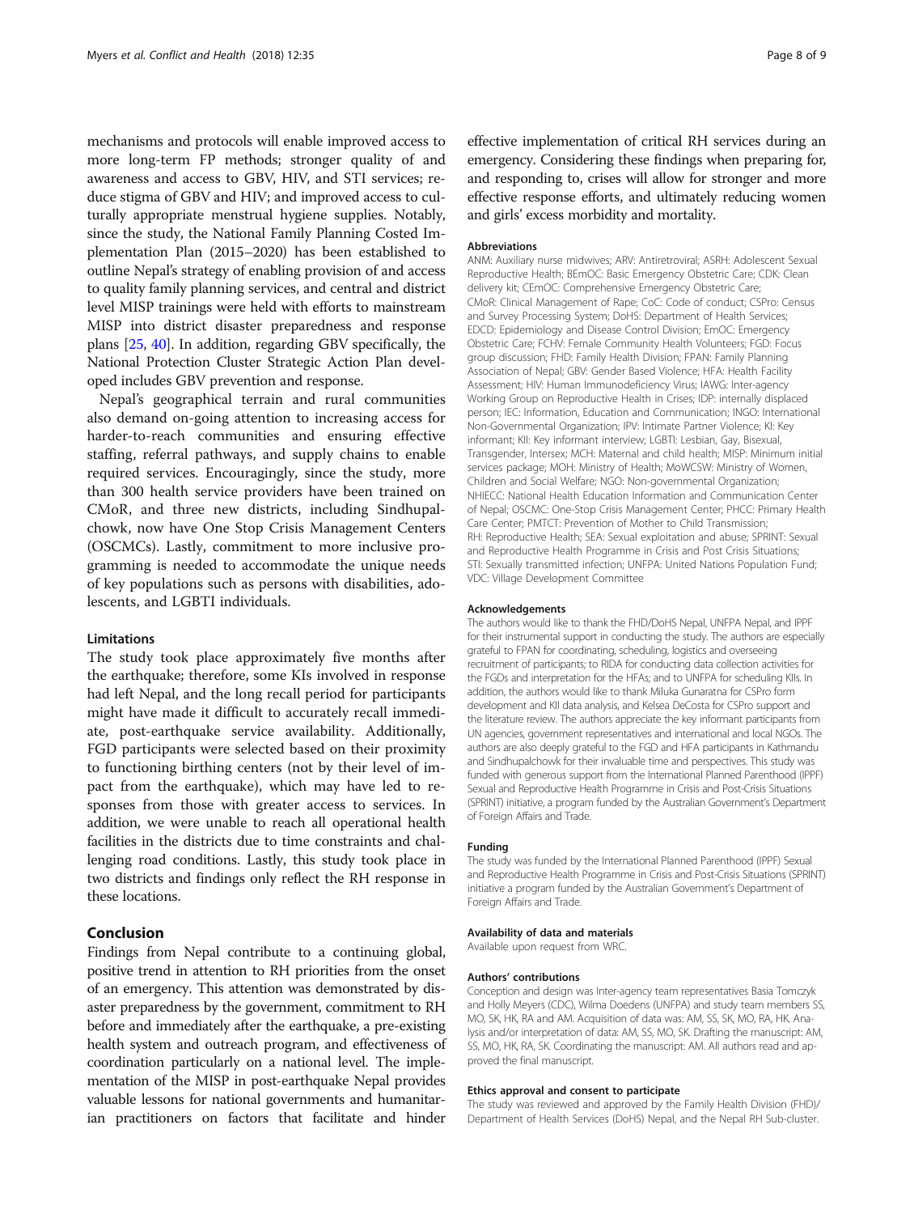mechanisms and protocols will enable improved access to more long-term FP methods; stronger quality of and awareness and access to GBV, HIV, and STI services; reduce stigma of GBV and HIV; and improved access to culturally appropriate menstrual hygiene supplies. Notably, since the study, the National Family Planning Costed Implementation Plan (2015–2020) has been established to outline Nepal's strategy of enabling provision of and access to quality family planning services, and central and district level MISP trainings were held with efforts to mainstream MISP into district disaster preparedness and response plans [25, 40]. In addition, regarding GBV specifically, the National Protection Cluster Strategic Action Plan developed includes GBV prevention and response.

Nepal's geographical terrain and rural communities also demand on-going attention to increasing access for harder-to-reach communities and ensuring effective staffing, referral pathways, and supply chains to enable required services. Encouragingly, since the study, more than 300 health service providers have been trained on CMoR, and three new districts, including Sindhupalchowk, now have One Stop Crisis Management Centers (OSCMCs). Lastly, commitment to more inclusive programming is needed to accommodate the unique needs of key populations such as persons with disabilities, adolescents, and LGBTI individuals.

### Limitations

The study took place approximately five months after the earthquake; therefore, some KIs involved in response had left Nepal, and the long recall period for participants might have made it difficult to accurately recall immediate, post-earthquake service availability. Additionally, FGD participants were selected based on their proximity to functioning birthing centers (not by their level of impact from the earthquake), which may have led to responses from those with greater access to services. In addition, we were unable to reach all operational health facilities in the districts due to time constraints and challenging road conditions. Lastly, this study took place in two districts and findings only reflect the RH response in these locations.

## Conclusion

Findings from Nepal contribute to a continuing global, positive trend in attention to RH priorities from the onset of an emergency. This attention was demonstrated by disaster preparedness by the government, commitment to RH before and immediately after the earthquake, a pre-existing health system and outreach program, and effectiveness of coordination particularly on a national level. The implementation of the MISP in post-earthquake Nepal provides valuable lessons for national governments and humanitarian practitioners on factors that facilitate and hinder effective implementation of critical RH services during an emergency. Considering these findings when preparing for, and responding to, crises will allow for stronger and more effective response efforts, and ultimately reducing women and girls' excess morbidity and mortality.

#### Abbreviations

ANM: Auxiliary nurse midwives; ARV: Antiretroviral; ASRH: Adolescent Sexual Reproductive Health; BEmOC: Basic Emergency Obstetric Care; CDK: Clean delivery kit; CEmOC: Comprehensive Emergency Obstetric Care; CMoR: Clinical Management of Rape; CoC: Code of conduct; CSPro: Census and Survey Processing System; DoHS: Department of Health Services; EDCD: Epidemiology and Disease Control Division; EmOC: Emergency Obstetric Care; FCHV: Female Community Health Volunteers; FGD: Focus group discussion; FHD: Family Health Division; FPAN: Family Planning Association of Nepal; GBV: Gender Based Violence; HFA: Health Facility Assessment; HIV: Human Immunodeficiency Virus; IAWG: Inter-agency Working Group on Reproductive Health in Crises; IDP: internally displaced person; IEC: Information, Education and Communication; INGO: International Non-Governmental Organization; IPV: Intimate Partner Violence; KI: Key informant; KII: Key informant interview; LGBTI: Lesbian, Gay, Bisexual, Transgender, Intersex; MCH: Maternal and child health; MISP: Minimum initial services package; MOH: Ministry of Health; MoWCSW: Ministry of Women, Children and Social Welfare; NGO: Non-governmental Organization; NHIECC: National Health Education Information and Communication Center of Nepal; OSCMC: One-Stop Crisis Management Center; PHCC: Primary Health Care Center; PMTCT: Prevention of Mother to Child Transmission; RH: Reproductive Health; SEA: Sexual exploitation and abuse; SPRINT: Sexual and Reproductive Health Programme in Crisis and Post Crisis Situations; STI: Sexually transmitted infection; UNFPA: United Nations Population Fund; VDC: Village Development Committee

#### Acknowledgements

The authors would like to thank the FHD/DoHS Nepal, UNFPA Nepal, and IPPF for their instrumental support in conducting the study. The authors are especially grateful to FPAN for coordinating, scheduling, logistics and overseeing recruitment of participants; to RIDA for conducting data collection activities for the FGDs and interpretation for the HFAs; and to UNFPA for scheduling KIIs. In addition, the authors would like to thank Miluka Gunaratna for CSPro form development and KII data analysis, and Kelsea DeCosta for CSPro support and the literature review. The authors appreciate the key informant participants from UN agencies, government representatives and international and local NGOs. The authors are also deeply grateful to the FGD and HFA participants in Kathmandu and Sindhupalchowk for their invaluable time and perspectives. This study was funded with generous support from the International Planned Parenthood (IPPF) Sexual and Reproductive Health Programme in Crisis and Post-Crisis Situations (SPRINT) initiative, a program funded by the Australian Government's Department of Foreign Affairs and Trade.

#### Funding

The study was funded by the International Planned Parenthood (IPPF) Sexual and Reproductive Health Programme in Crisis and Post-Crisis Situations (SPRINT) initiative a program funded by the Australian Government's Department of Foreign Affairs and Trade.

#### Availability of data and materials

Available upon request from WRC.

#### Authors' contributions

Conception and design was Inter-agency team representatives Basia Tomczyk and Holly Meyers (CDC), Wilma Doedens (UNFPA) and study team members SS, MO, SK, HK, RA and AM. Acquisition of data was: AM, SS, SK, MO, RA, HK. Analysis and/or interpretation of data: AM, SS, MO, SK. Drafting the manuscript: AM, SS, MO, HK, RA, SK. Coordinating the manuscript: AM. All authors read and approved the final manuscript.

#### Ethics approval and consent to participate

The study was reviewed and approved by the Family Health Division (FHD)/ Department of Health Services (DoHS) Nepal, and the Nepal RH Sub-cluster.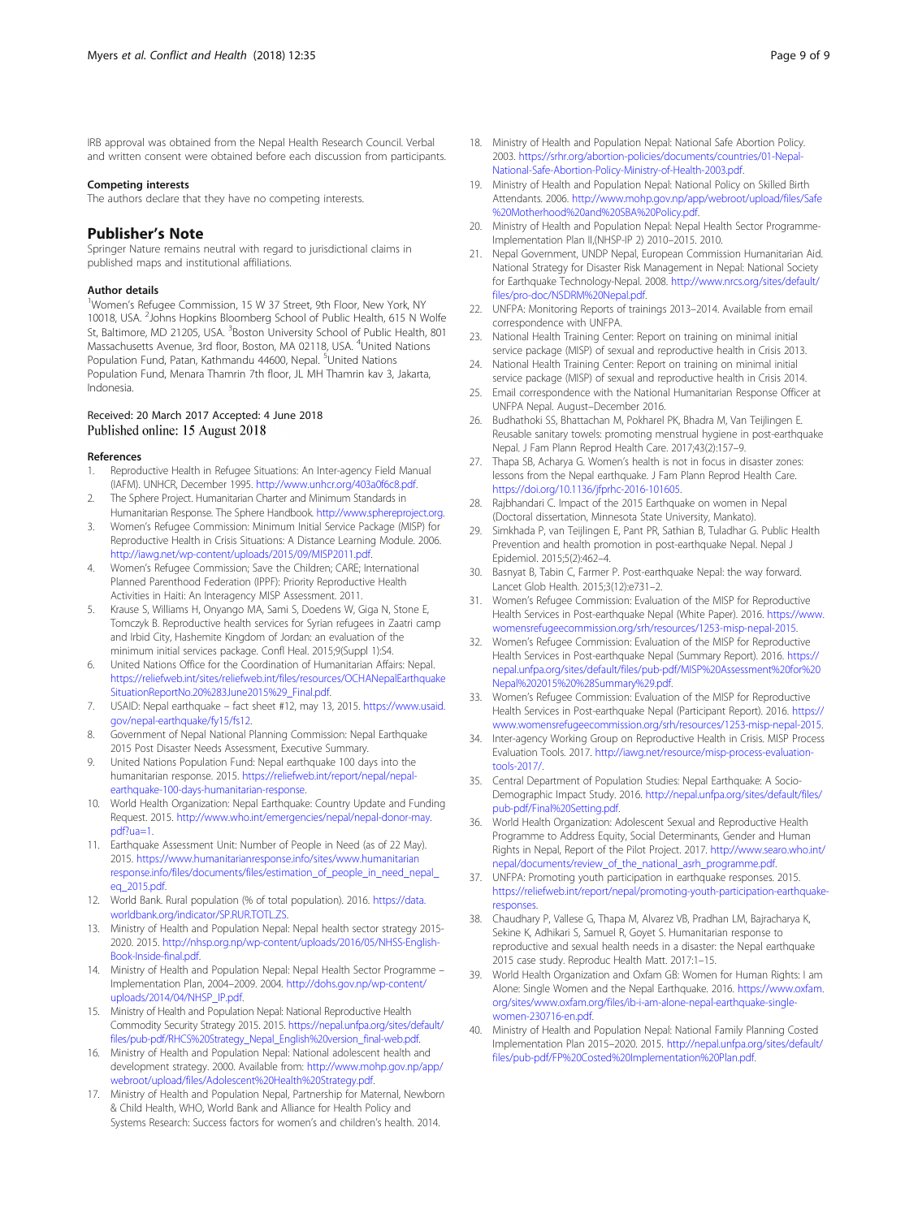IRB approval was obtained from the Nepal Health Research Council. Verbal and written consent were obtained before each discussion from participants.

### Competing interests

The authors declare that they have no competing interests.

## Publisher's Note

Springer Nature remains neutral with regard to jurisdictional claims in published maps and institutional affiliations.

### Author details

[1]Women's Refugee Commission, 15 W 37 Street, 9th Floor, New York, NY 10018, USA. [2]Johns Hopkins Bloomberg School of Public Health, 615 N Wolfe St, Baltimore, MD 21205, USA. [3]Boston University School of Public Health, 801 Massachusetts Avenue, 3rd floor, Boston, MA 02118, USA. [4]United Nations Population Fund, Patan, Kathmandu 44600, Nepal. [5]United Nations Population Fund, Menara Thamrin 7th floor, JL MH Thamrin kav 3, Jakarta, Indonesia.

Received: 20 March 2017 Accepted: 4 June 2018
Published online: 15 August 2018

### References

1. Reproductive Health in Refugee Situations: An Inter-agency Field Manual (IAFM). UNHCR, December 1995. http://www.unhcr.org/403a0f6c8.pdf.
2. The Sphere Project. Humanitarian Charter and Minimum Standards in Humanitarian Response. The Sphere Handbook. http://www.sphereproject.org.
3. Women's Refugee Commission: Minimum Initial Service Package (MISP) for Reproductive Health in Crisis Situations: A Distance Learning Module. 2006. http://iawg.net/wp-content/uploads/2015/09/MISP2011.pdf.
4. Women's Refugee Commission; Save the Children; CARE; International Planned Parenthood Federation (IPPF): Priority Reproductive Health Activities in Haiti: An Interagency MISP Assessment. 2011.
5. Krause S, Williams H, Onyango MA, Sami S, Doedens W, Giga N, Stone E, Tomczyk B. Reproductive health services for Syrian refugees in Zaatri camp and Irbid City, Hashemite Kingdom of Jordan: an evaluation of the minimum initial services package. Confl Heal. 2015;9(Suppl 1):S4.
6. United Nations Office for the Coordination of Humanitarian Affairs: Nepal. https://reliefweb.int/sites/reliefweb.int/files/resources/OCHANepalEarthquakeSituationReportNo.20%283June2015%29_Final.pdf.
7. USAID: Nepal earthquake – fact sheet #12, may 13, 2015. https://www.usaid.gov/nepal-earthquake/fy15/fs12.
8. Government of Nepal National Planning Commission: Nepal Earthquake 2015 Post Disaster Needs Assessment, Executive Summary.
9. United Nations Population Fund: Nepal earthquake 100 days into the humanitarian response. 2015. https://reliefweb.int/report/nepal/nepal-earthquake-100-days-humanitarian-response.
10. World Health Organization: Nepal Earthquake: Country Update and Funding Request. 2015. http://www.who.int/emergencies/nepal/nepal-donor-may.pdf?ua=1.
11. Earthquake Assessment Unit: Number of People in Need (as of 22 May). 2015. https://www.humanitarianresponse.info/sites/www.humanitarianresponse.info/files/documents/files/estimation_of_people_in_need_nepal_eq_2015.pdf.
12. World Bank. Rural population (% of total population). 2016. https://data.worldbank.org/indicator/SP.RUR.TOTL.ZS.
13. Ministry of Health and Population Nepal: Nepal health sector strategy 2015-2020. 2015. http://nhsp.org.np/wp-content/uploads/2016/05/NHSS-English-Book-Inside-final.pdf.
14. Ministry of Health and Population Nepal: Nepal Health Sector Programme – Implementation Plan, 2004–2009. 2004. http://dohs.gov.np/wp-content/uploads/2014/04/NHSP_IP.pdf.
15. Ministry of Health and Population Nepal: National Reproductive Health Commodity Security Strategy 2015. 2015. https://nepal.unfpa.org/sites/default/files/pub-pdf/RHCS%20Strategy_Nepal_English%20version_final-web.pdf.
16. Ministry of Health and Population Nepal: National adolescent health and development strategy. 2000. Available from: http://www.mohp.gov.np/app/webroot/upload/files/Adolescent%20Health%20Strategy.pdf.
17. Ministry of Health and Population Nepal, Partnership for Maternal, Newborn & Child Health, WHO, World Bank and Alliance for Health Policy and Systems Research: Success factors for women's and children's health. 2014.
18. Ministry of Health and Population Nepal: National Safe Abortion Policy. 2003. https://srhr.org/abortion-policies/documents/countries/01-Nepal-National-Safe-Abortion-Policy-Ministry-of-Health-2003.pdf.
19. Ministry of Health and Population Nepal: National Policy on Skilled Birth Attendants. 2006. http://www.mohp.gov.np/app/webroot/upload/files/Safe%20Motherhood%20and%20SBA%20Policy.pdf.
20. Ministry of Health and Population Nepal: Nepal Health Sector Programme-Implementation Plan II,(NHSP-IP 2) 2010–2015. 2010.
21. Nepal Government, UNDP Nepal, European Commission Humanitarian Aid. National Strategy for Disaster Risk Management in Nepal: National Society for Earthquake Technology-Nepal. 2008. http://www.nrcs.org/sites/default/files/pro-doc/NSDRM%20Nepal.pdf.
22. UNFPA: Monitoring Reports of trainings 2013–2014. Available from email correspondence with UNFPA.
23. National Health Training Center: Report on training on minimal initial service package (MISP) of sexual and reproductive health in Crisis 2013.
24. National Health Training Center: Report on training on minimal initial service package (MISP) of sexual and reproductive health in Crisis 2014.
25. Email correspondence with the National Humanitarian Response Officer at UNFPA Nepal. August–December 2016.
26. Budhathoki SS, Bhattachan M, Pokharel PK, Bhadra M, Van Teijlingen E. Reusable sanitary towels: promoting menstrual hygiene in post-earthquake Nepal. J Fam Plann Reprod Health Care. 2017;43(2):157–9.
27. Thapa SB, Acharya G. Women's health is not in focus in disaster zones: lessons from the Nepal earthquake. J Fam Plann Reprod Health Care. https://doi.org/10.1136/jfprhc-2016-101605.
28. Rajbhandari C. Impact of the 2015 Earthquake on women in Nepal (Doctoral dissertation, Minnesota State University, Mankato).
29. Simkhada P, van Teijlingen E, Pant PR, Sathian B, Tuladhar G. Public Health Prevention and health promotion in post-earthquake Nepal. Nepal J Epidemiol. 2015;5(2):462–4.
30. Basnyat B, Tabin C, Farmer P. Post-earthquake Nepal: the way forward. Lancet Glob Health. 2015;3(12):e731–2.
31. Women's Refugee Commission: Evaluation of the MISP for Reproductive Health Services in Post-earthquake Nepal (White Paper). 2016. https://www.womensrefugeecommission.org/srh/resources/1253-misp-nepal-2015.
32. Women's Refugee Commission: Evaluation of the MISP for Reproductive Health Services in Post-earthquake Nepal (Summary Report). 2016. https://nepal.unfpa.org/sites/default/files/pub-pdf/MISP%20Assessment%20for%20Nepal%202015%20%28Summary%29.pdf.
33. Women's Refugee Commission: Evaluation of the MISP for Reproductive Health Services in Post-earthquake Nepal (Participant Report). 2016. https://www.womensrefugeecommission.org/srh/resources/1253-misp-nepal-2015.
34. Inter-agency Working Group on Reproductive Health in Crisis. MISP Process Evaluation Tools. 2017. http://iawg.net/resource/misp-process-evaluation-tools-2017/.
35. Central Department of Population Studies: Nepal Earthquake: A Socio-Demographic Impact Study. 2016. http://nepal.unfpa.org/sites/default/files/pub-pdf/Final%20Setting.pdf.
36. World Health Organization: Adolescent Sexual and Reproductive Health Programme to Address Equity, Social Determinants, Gender and Human Rights in Nepal, Report of the Pilot Project. 2017. http://www.searo.who.int/nepal/documents/review_of_the_national_asrh_programme.pdf.
37. UNFPA: Promoting youth participation in earthquake responses. 2015. https://reliefweb.int/report/nepal/promoting-youth-participation-earthquake-responses.
38. Chaudhary P, Vallese G, Thapa M, Alvarez VB, Pradhan LM, Bajracharya K, Sekine K, Adhikari S, Samuel R, Goyet S. Humanitarian response to reproductive and sexual health needs in a disaster: the Nepal earthquake 2015 case study. Reproduc Health Matt. 2017:1–15.
39. World Health Organization and Oxfam GB: Women for Human Rights: I am Alone: Single Women and the Nepal Earthquake. 2016. https://www.oxfam.org/sites/www.oxfam.org/files/ib-i-am-alone-nepal-earthquake-single-women-230716-en.pdf.
40. Ministry of Health and Population Nepal: National Family Planning Costed Implementation Plan 2015–2020. 2015. http://nepal.unfpa.org/sites/default/files/pub-pdf/FP%20Costed%20Implementation%20Plan.pdf.